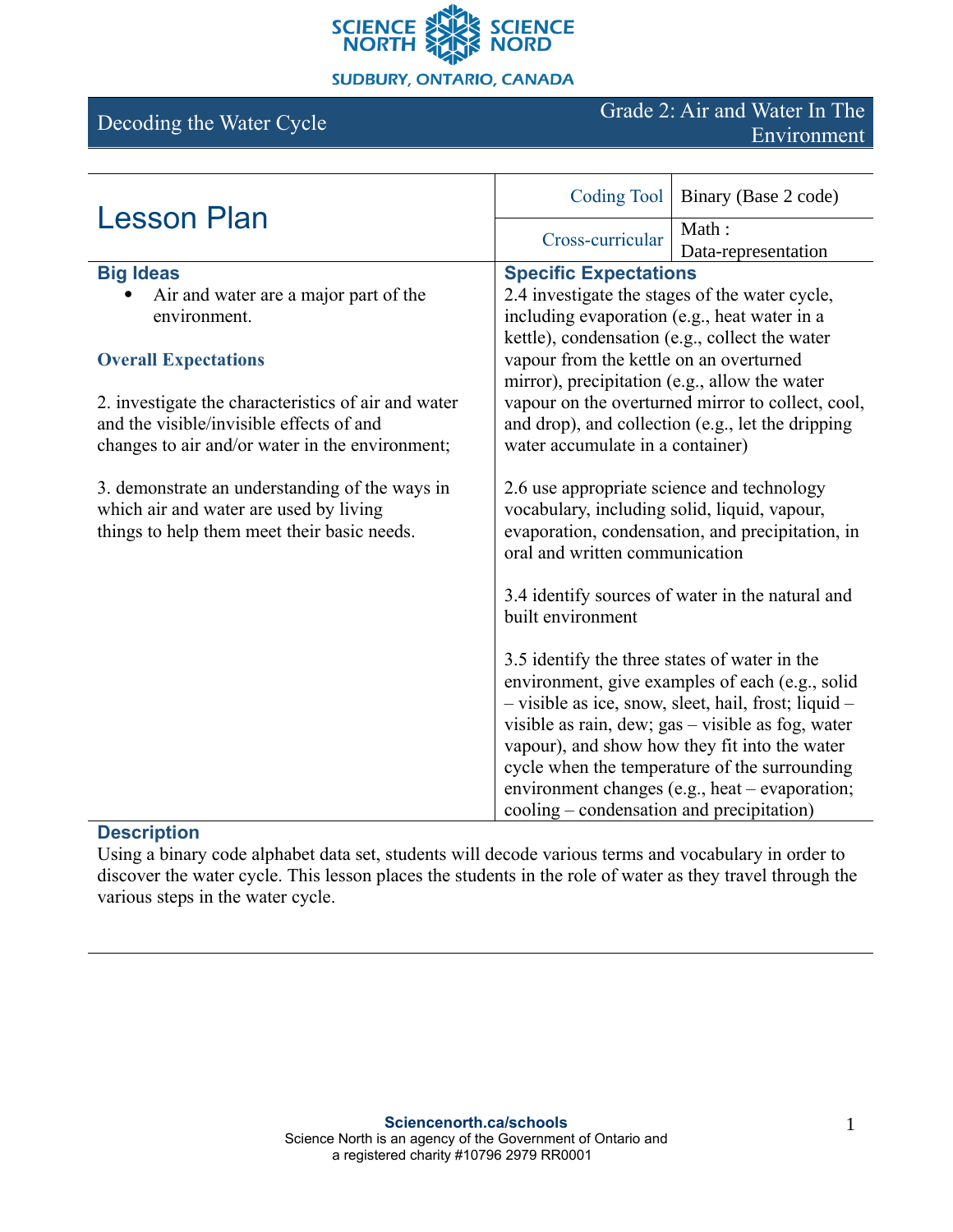SCIENCE NORTH SCIENCE NORD

SUDBURY, ONTARIO, CANADA

| Decoding the Water Cycle | Grade 2: Air and Water In The Environment |
|---|---|

# Lesson Plan

| | |
|---|---|
| Coding Tool | Binary (Base 2 code) |
| Cross-curricular | Math : Data-representation |

## Big Ideas

- Air and water are a major part of the environment.

### Overall Expectations

2. investigate the characteristics of air and water and the visible/invisible effects of and changes to air and/or water in the environment;

3. demonstrate an understanding of the ways in which air and water are used by living things to help them meet their basic needs.

## Specific Expectations

2.4 investigate the stages of the water cycle, including evaporation (e.g., heat water in a kettle), condensation (e.g., collect the water vapour from the kettle on an overturned mirror), precipitation (e.g., allow the water vapour on the overturned mirror to collect, cool, and drop), and collection (e.g., let the dripping water accumulate in a container)

2.6 use appropriate science and technology vocabulary, including solid, liquid, vapour, evaporation, condensation, and precipitation, in oral and written communication

3.4 identify sources of water in the natural and built environment

3.5 identify the three states of water in the environment, give examples of each (e.g., solid – visible as ice, snow, sleet, hail, frost; liquid – visible as rain, dew; gas – visible as fog, water vapour), and show how they fit into the water cycle when the temperature of the surrounding environment changes (e.g., heat – evaporation; cooling – condensation and precipitation)

## Description

Using a binary code alphabet data set, students will decode various terms and vocabulary in order to discover the water cycle. This lesson places the students in the role of water as they travel through the various steps in the water cycle.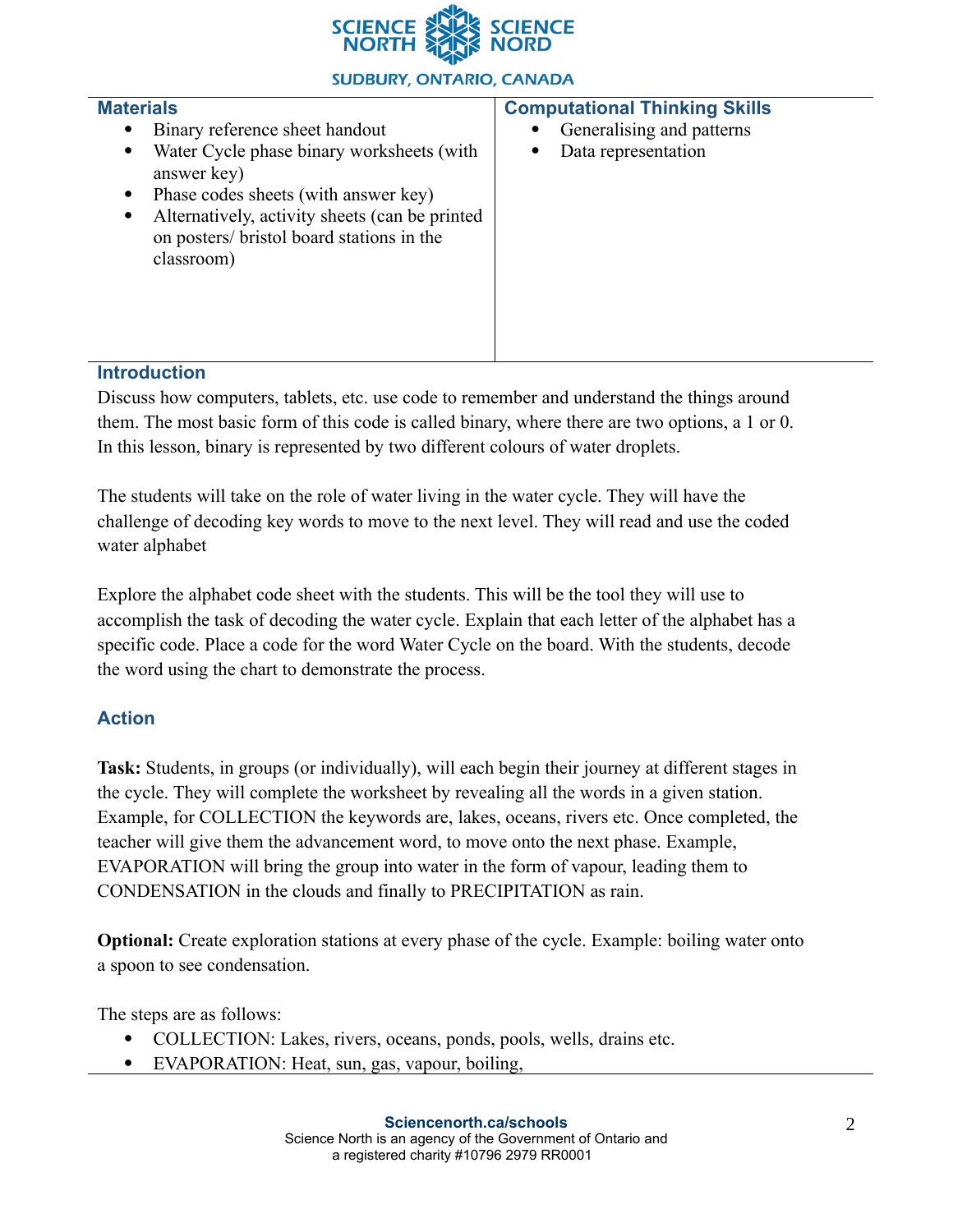| Materials | Computational Thinking Skills |
| --- | --- |
| • Binary reference sheet handout<br>• Water Cycle phase binary worksheets (with answer key)<br>• Phase codes sheets (with answer key)<br>• Alternatively, activity sheets (can be printed on posters/ bristol board stations in the classroom) | • Generalising and patterns<br>• Data representation |

## Introduction

Discuss how computers, tablets, etc. use code to remember and understand the things around them. The most basic form of this code is called binary, where there are two options, a 1 or 0. In this lesson, binary is represented by two different colours of water droplets.

The students will take on the role of water living in the water cycle. They will have the challenge of decoding key words to move to the next level. They will read and use the coded water alphabet

Explore the alphabet code sheet with the students. This will be the tool they will use to accomplish the task of decoding the water cycle. Explain that each letter of the alphabet has a specific code. Place a code for the word Water Cycle on the board. With the students, decode the word using the chart to demonstrate the process.

## Action

**Task:** Students, in groups (or individually), will each begin their journey at different stages in the cycle. They will complete the worksheet by revealing all the words in a given station. Example, for COLLECTION the keywords are, lakes, oceans, rivers etc. Once completed, the teacher will give them the advancement word, to move onto the next phase. Example, EVAPORATION will bring the group into water in the form of vapour, leading them to CONDENSATION in the clouds and finally to PRECIPITATION as rain.

**Optional:** Create exploration stations at every phase of the cycle. Example: boiling water onto a spoon to see condensation.

The steps are as follows:

- COLLECTION: Lakes, rivers, oceans, ponds, pools, wells, drains etc.
- EVAPORATION: Heat, sun, gas, vapour, boiling,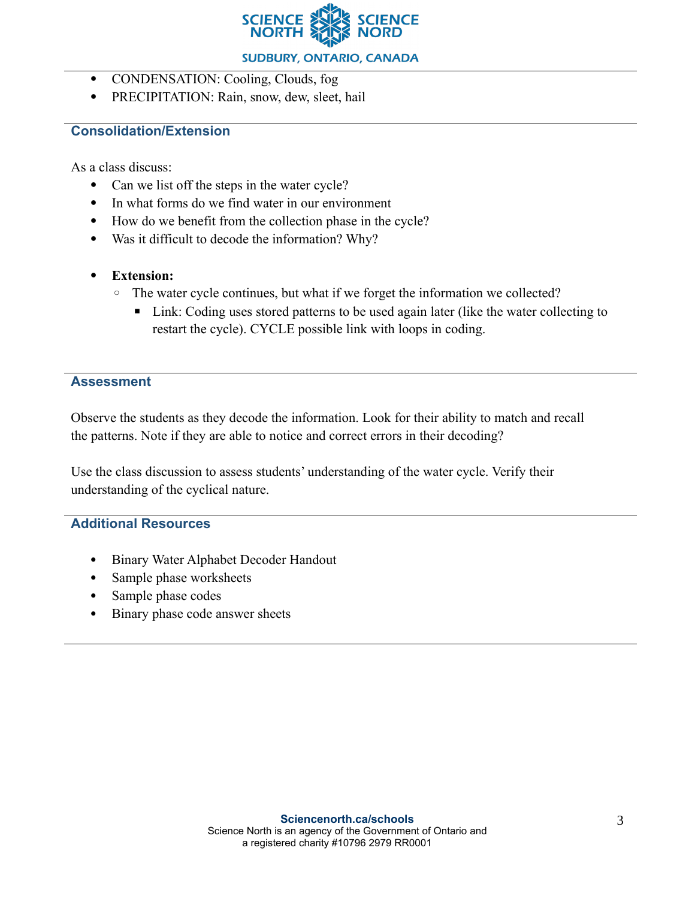- CONDENSATION: Cooling, Clouds, fog
- PRECIPITATION: Rain, snow, dew, sleet, hail

## Consolidation/Extension

As a class discuss:

- Can we list off the steps in the water cycle?
- In what forms do we find water in our environment
- How do we benefit from the collection phase in the cycle?
- Was it difficult to decode the information? Why?

- **Extension:**
  - The water cycle continues, but what if we forget the information we collected?
    - Link: Coding uses stored patterns to be used again later (like the water collecting to restart the cycle). CYCLE possible link with loops in coding.

## Assessment

Observe the students as they decode the information. Look for their ability to match and recall the patterns. Note if they are able to notice and correct errors in their decoding?

Use the class discussion to assess students' understanding of the water cycle. Verify their understanding of the cyclical nature.

## Additional Resources

- Binary Water Alphabet Decoder Handout
- Sample phase worksheets
- Sample phase codes
- Binary phase code answer sheets